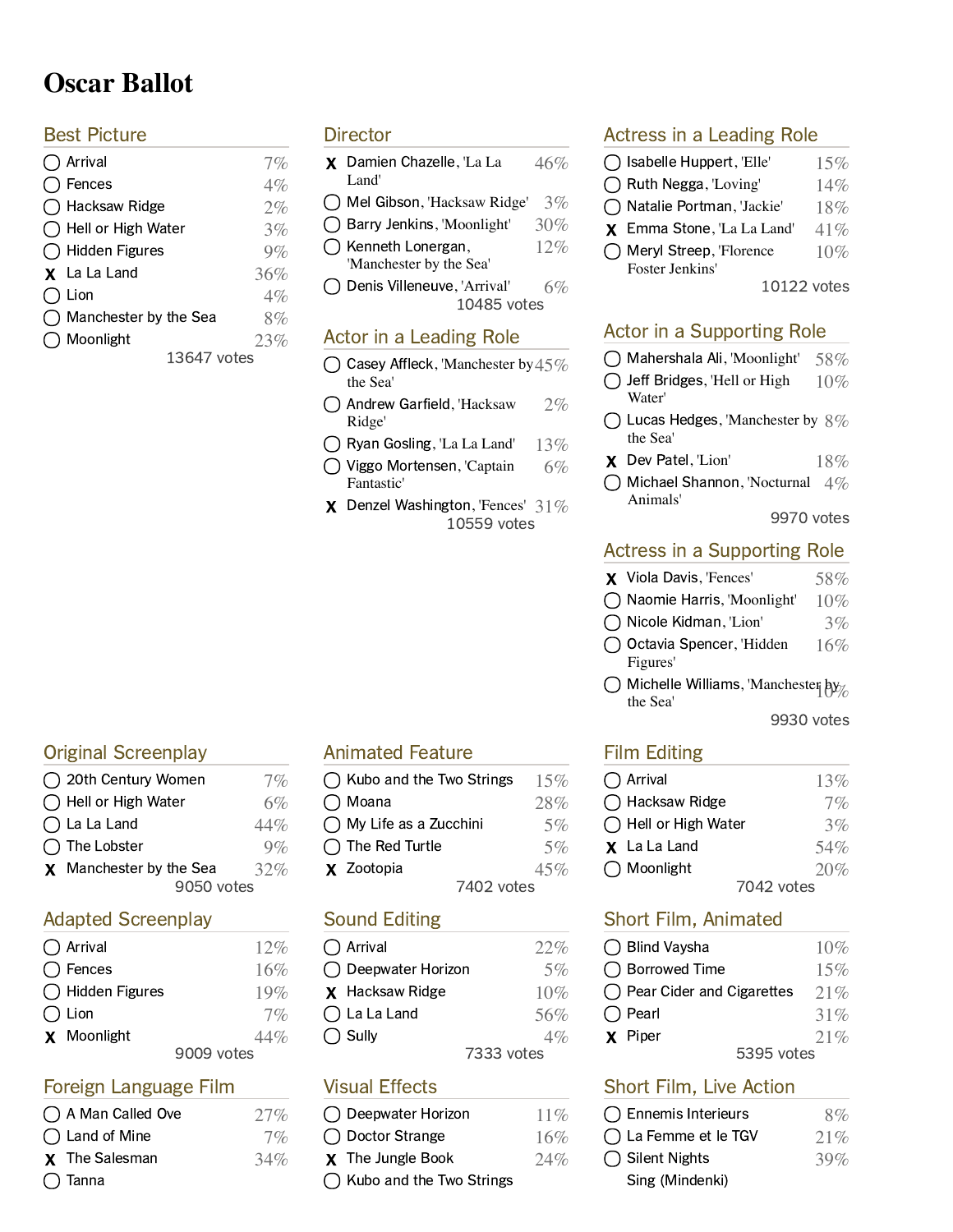# Oscar Ballot

## Best Picture

| | Nominee | % |
|---|---|---|
| ◯ | Arrival | 7% |
| ◯ | Fences | 4% |
| ◯ | Hacksaw Ridge | 2% |
| ◯ | Hell or High Water | 3% |
| ◯ | Hidden Figures | 9% |
| X | La La Land | 36% |
| ◯ | Lion | 4% |
| ◯ | Manchester by the Sea | 8% |
| ◯ | Moonlight | 23% |

13647 votes

## Director

| | Nominee | % |
|---|---|---|
| X | Damien Chazelle, 'La La Land' | 46% |
| ◯ | Mel Gibson, 'Hacksaw Ridge' | 3% |
| ◯ | Barry Jenkins, 'Moonlight' | 30% |
| ◯ | Kenneth Lonergan, 'Manchester by the Sea' | 12% |
| ◯ | Denis Villeneuve, 'Arrival' | 6% |

10485 votes

## Actor in a Leading Role

| | Nominee | % |
|---|---|---|
| ◯ | Casey Affleck, 'Manchester by the Sea' | 45% |
| ◯ | Andrew Garfield, 'Hacksaw Ridge' | 2% |
| ◯ | Ryan Gosling, 'La La Land' | 13% |
| ◯ | Viggo Mortensen, 'Captain Fantastic' | 6% |
| X | Denzel Washington, 'Fences' | 31% |

10559 votes

## Actress in a Leading Role

| | Nominee | % |
|---|---|---|
| ◯ | Isabelle Huppert, 'Elle' | 15% |
| ◯ | Ruth Negga, 'Loving' | 14% |
| ◯ | Natalie Portman, 'Jackie' | 18% |
| X | Emma Stone, 'La La Land' | 41% |
| ◯ | Meryl Streep, 'Florence Foster Jenkins' | 10% |

10122 votes

## Actor in a Supporting Role

| | Nominee | % |
|---|---|---|
| ◯ | Mahershala Ali, 'Moonlight' | 58% |
| ◯ | Jeff Bridges, 'Hell or High Water' | 10% |
| ◯ | Lucas Hedges, 'Manchester by the Sea' | 8% |
| X | Dev Patel, 'Lion' | 18% |
| ◯ | Michael Shannon, 'Nocturnal Animals' | 4% |

9970 votes

## Actress in a Supporting Role

| | Nominee | % |
|---|---|---|
| X | Viola Davis, 'Fences' | 58% |
| ◯ | Naomie Harris, 'Moonlight' | 10% |
| ◯ | Nicole Kidman, 'Lion' | 3% |
| ◯ | Octavia Spencer, 'Hidden Figures' | 16% |
| ◯ | Michelle Williams, 'Manchester by the Sea' | 10% |

9930 votes

## Original Screenplay

| | Nominee | % |
|---|---|---|
| ◯ | 20th Century Women | 7% |
| ◯ | Hell or High Water | 6% |
| ◯ | La La Land | 44% |
| ◯ | The Lobster | 9% |
| X | Manchester by the Sea | 32% |

9050 votes

## Animated Feature

| | Nominee | % |
|---|---|---|
| ◯ | Kubo and the Two Strings | 15% |
| ◯ | Moana | 28% |
| ◯ | My Life as a Zucchini | 5% |
| ◯ | The Red Turtle | 5% |
| X | Zootopia | 45% |

7402 votes

## Film Editing

| | Nominee | % |
|---|---|---|
| ◯ | Arrival | 13% |
| ◯ | Hacksaw Ridge | 7% |
| ◯ | Hell or High Water | 3% |
| X | La La Land | 54% |
| ◯ | Moonlight | 20% |

7042 votes

## Adapted Screenplay

| | Nominee | % |
|---|---|---|
| ◯ | Arrival | 12% |
| ◯ | Fences | 16% |
| ◯ | Hidden Figures | 19% |
| ◯ | Lion | 7% |
| X | Moonlight | 44% |

9009 votes

## Sound Editing

| | Nominee | % |
|---|---|---|
| ◯ | Arrival | 22% |
| ◯ | Deepwater Horizon | 5% |
| X | Hacksaw Ridge | 10% |
| ◯ | La La Land | 56% |
| ◯ | Sully | 4% |

7333 votes

## Short Film, Animated

| | Nominee | % |
|---|---|---|
| ◯ | Blind Vaysha | 10% |
| ◯ | Borrowed Time | 15% |
| ◯ | Pear Cider and Cigarettes | 21% |
| ◯ | Pearl | 31% |
| X | Piper | 21% |

5395 votes

## Foreign Language Film

| | Nominee | % |
|---|---|---|
| ◯ | A Man Called Ove | 27% |
| ◯ | Land of Mine | 7% |
| X | The Salesman | 34% |
| ◯ | Tanna | |

## Visual Effects

| | Nominee | % |
|---|---|---|
| ◯ | Deepwater Horizon | 11% |
| ◯ | Doctor Strange | 16% |
| X | The Jungle Book | 24% |
| ◯ | Kubo and the Two Strings | |

## Short Film, Live Action

| | Nominee | % |
|---|---|---|
| ◯ | Ennemis Interieurs | 8% |
| ◯ | La Femme et le TGV | 21% |
| ◯ | Silent Nights | 39% |
| | Sing (Mindenki) | |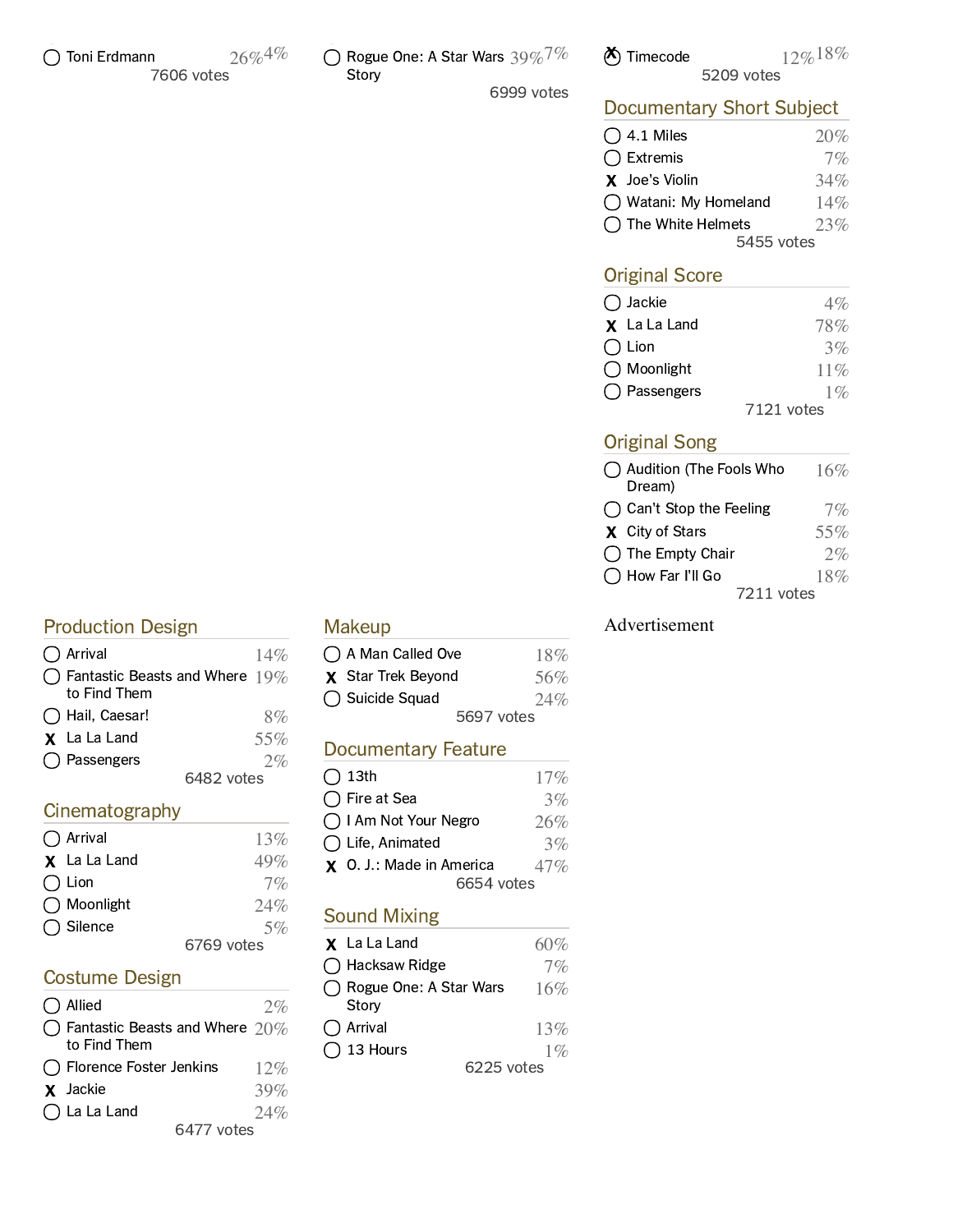◯ Toni Erdmann 26% 4%

7606 votes

◯ Rogue One: A Star Wars Story 39% 7%

6999 votes

X Timecode 12% 18%

5209 votes

## Documentary Short Subject

| | | |
|---|---|---|
| ◯ | 4.1 Miles | 20% |
| ◯ | Extremis | 7% |
| X | Joe's Violin | 34% |
| ◯ | Watani: My Homeland | 14% |
| ◯ | The White Helmets | 23% |

5455 votes

## Original Score

| | | |
|---|---|---|
| ◯ | Jackie | 4% |
| X | La La Land | 78% |
| ◯ | Lion | 3% |
| ◯ | Moonlight | 11% |
| ◯ | Passengers | 1% |

7121 votes

## Original Song

| | | |
|---|---|---|
| ◯ | Audition (The Fools Who Dream) | 16% |
| ◯ | Can't Stop the Feeling | 7% |
| X | City of Stars | 55% |
| ◯ | The Empty Chair | 2% |
| ◯ | How Far I'll Go | 18% |

7211 votes

## Production Design

| | | |
|---|---|---|
| ◯ | Arrival | 14% |
| ◯ | Fantastic Beasts and Where to Find Them | 19% |
| ◯ | Hail, Caesar! | 8% |
| X | La La Land | 55% |
| ◯ | Passengers | 2% |

6482 votes

## Cinematography

| | | |
|---|---|---|
| ◯ | Arrival | 13% |
| X | La La Land | 49% |
| ◯ | Lion | 7% |
| ◯ | Moonlight | 24% |
| ◯ | Silence | 5% |

6769 votes

## Costume Design

| | | |
|---|---|---|
| ◯ | Allied | 2% |
| ◯ | Fantastic Beasts and Where to Find Them | 20% |
| ◯ | Florence Foster Jenkins | 12% |
| X | Jackie | 39% |
| ◯ | La La Land | 24% |

6477 votes

## Makeup

| | | |
|---|---|---|
| ◯ | A Man Called Ove | 18% |
| X | Star Trek Beyond | 56% |
| ◯ | Suicide Squad | 24% |

5697 votes

## Documentary Feature

| | | |
|---|---|---|
| ◯ | 13th | 17% |
| ◯ | Fire at Sea | 3% |
| ◯ | I Am Not Your Negro | 26% |
| ◯ | Life, Animated | 3% |
| X | O. J.: Made in America | 47% |

6654 votes

## Sound Mixing

| | | |
|---|---|---|
| X | La La Land | 60% |
| ◯ | Hacksaw Ridge | 7% |
| ◯ | Rogue One: A Star Wars Story | 16% |
| ◯ | Arrival | 13% |
| ◯ | 13 Hours | 1% |

6225 votes

Advertisement